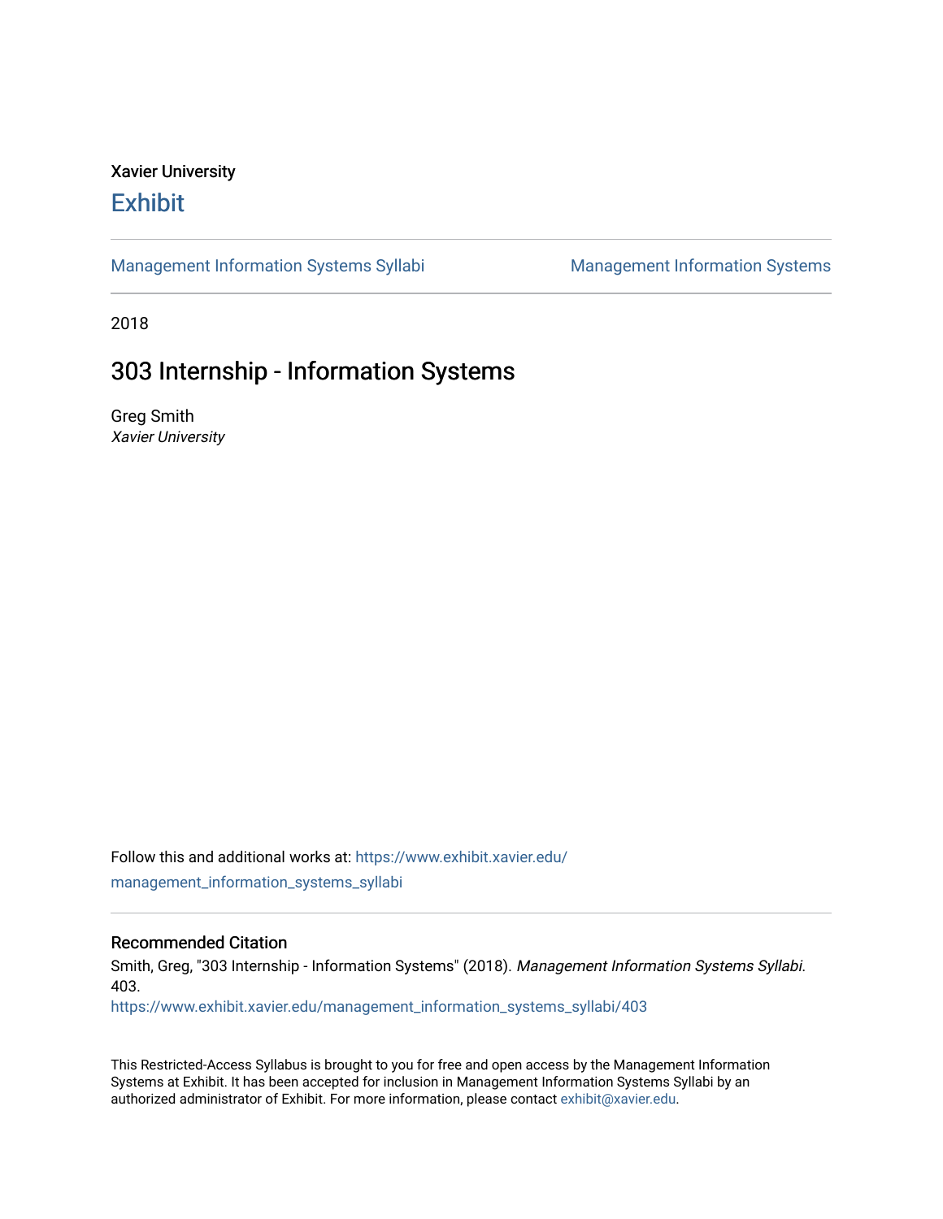Xavier University

# Exhibit

Management Information Systems Syllabi | Management Information Systems

2018

## 303 Internship - Information Systems

Greg Smith
*Xavier University*

Follow this and additional works at: https://www.exhibit.xavier.edu/management_information_systems_syllabi

### Recommended Citation

Smith, Greg, "303 Internship - Information Systems" (2018). *Management Information Systems Syllabi*. 403.
https://www.exhibit.xavier.edu/management_information_systems_syllabi/403

This Restricted-Access Syllabus is brought to you for free and open access by the Management Information Systems at Exhibit. It has been accepted for inclusion in Management Information Systems Syllabi by an authorized administrator of Exhibit. For more information, please contact exhibit@xavier.edu.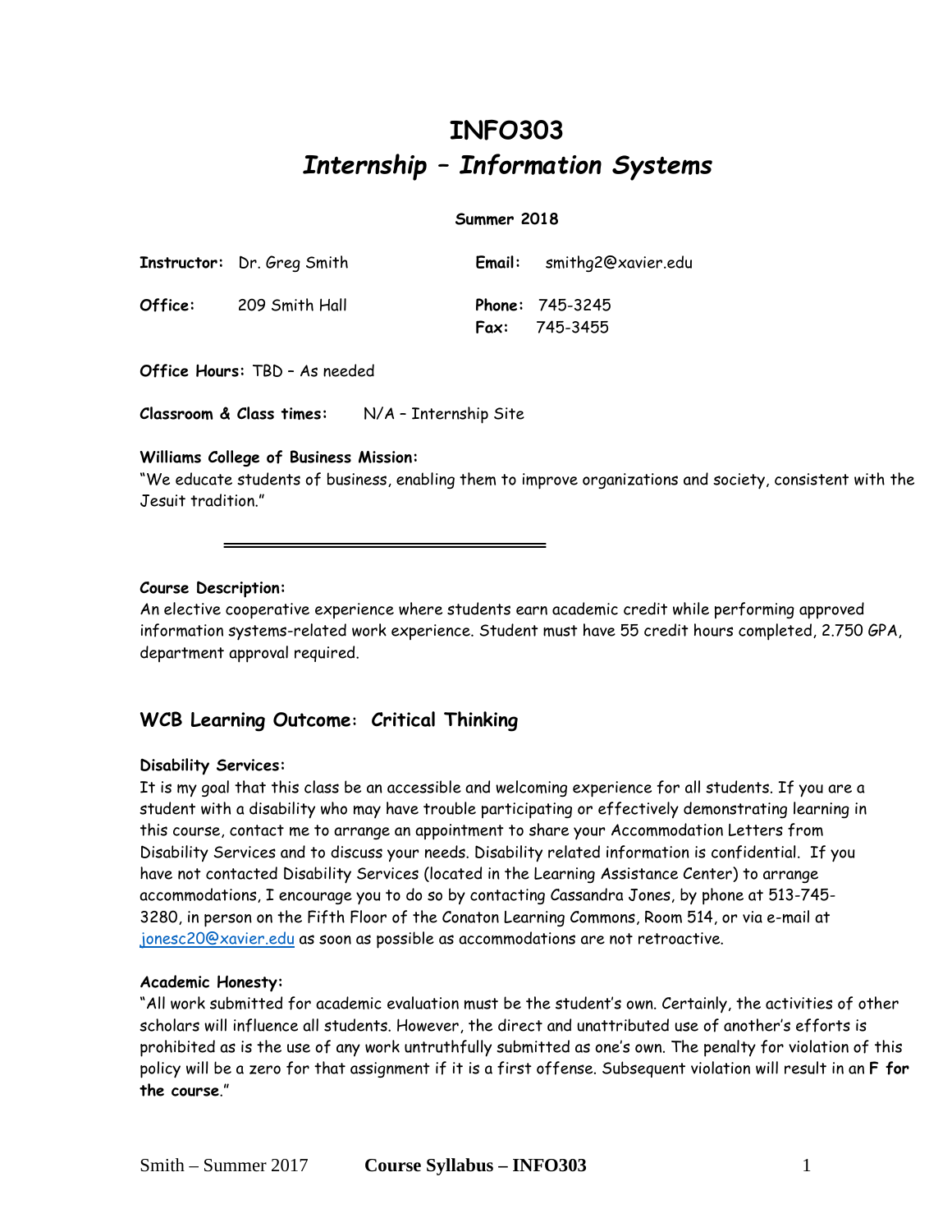# INFO303

## *Internship – Information Systems*

**Summer 2018**

**Instructor:** Dr. Greg Smith **Email:** smithg2@xavier.edu

**Office:** 209 Smith Hall **Phone:** 745-3245
**Fax:** 745-3455

**Office Hours:** TBD – As needed

**Classroom & Class times:** N/A – Internship Site

**Williams College of Business Mission:**
"We educate students of business, enabling them to improve organizations and society, consistent with the Jesuit tradition."

---

**Course Description:**
An elective cooperative experience where students earn academic credit while performing approved information systems-related work experience. Student must have 55 credit hours completed, 2.750 GPA, department approval required.

### WCB Learning Outcome: Critical Thinking

**Disability Services:**
It is my goal that this class be an accessible and welcoming experience for all students. If you are a student with a disability who may have trouble participating or effectively demonstrating learning in this course, contact me to arrange an appointment to share your Accommodation Letters from Disability Services and to discuss your needs. Disability related information is confidential. If you have not contacted Disability Services (located in the Learning Assistance Center) to arrange accommodations, I encourage you to do so by contacting Cassandra Jones, by phone at 513-745-3280, in person on the Fifth Floor of the Conaton Learning Commons, Room 514, or via e-mail at jonesc20@xavier.edu as soon as possible as accommodations are not retroactive.

**Academic Honesty:**
"All work submitted for academic evaluation must be the student's own. Certainly, the activities of other scholars will influence all students. However, the direct and unattributed use of another's efforts is prohibited as is the use of any work untruthfully submitted as one's own. The penalty for violation of this policy will be a zero for that assignment if it is a first offense. Subsequent violation will result in an **F for the course**."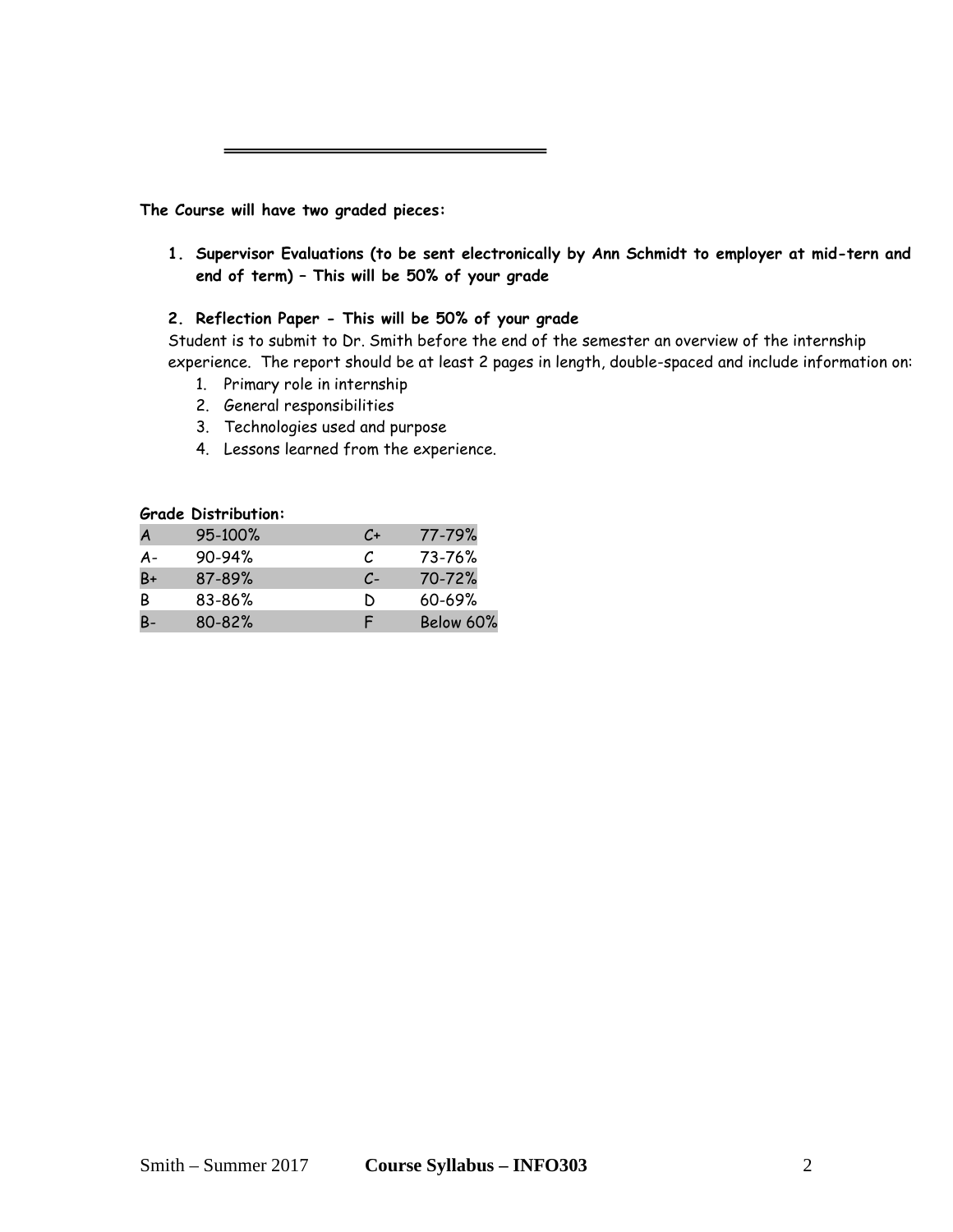**The Course will have two graded pieces:**

1. **Supervisor Evaluations (to be sent electronically by Ann Schmidt to employer at mid-tern and end of term) – This will be 50% of your grade**

2. **Reflection Paper - This will be 50% of your grade**

   Student is to submit to Dr. Smith before the end of the semester an overview of the internship experience. The report should be at least 2 pages in length, double-spaced and include information on:

   1. Primary role in internship
   2. General responsibilities
   3. Technologies used and purpose
   4. Lessons learned from the experience.

**Grade Distribution:**

| | | | |
|---|---|---|---|
| A | 95-100% | C+ | 77-79% |
| A- | 90-94% | C | 73-76% |
| B+ | 87-89% | C- | 70-72% |
| B | 83-86% | D | 60-69% |
| B- | 80-82% | F | Below 60% |